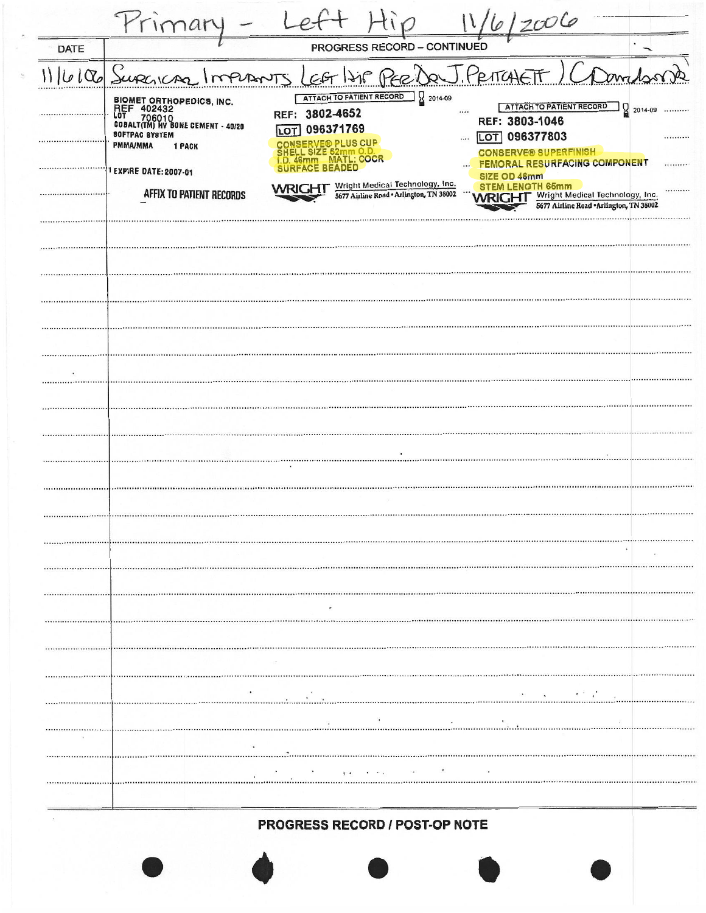Primary - Left Hip 11/6/2006

**PROGRESS RECORD – CONTINUED**

| DATE | |
|---|---|
| 11/6/06 | Surgical Implants Left Hip Per Dr. J. Pritchett / C Donaldson |

BIOMET ORTHOPEDICS, INC.
REF 402432
LOT 706010
COBALT(TM) HV BONE CEMENT - 40/20
SOFTPAC SYSTEM
PMMA/MMA 1 PACK
EXPIRE DATE: 2007-01
AFFIX TO PATIENT RECORDS

ATTACH TO PATIENT RECORD 2014-09
REF: 3802-4652
LOT 096371769
CONSERVE® PLUS CUP
SHELL SIZE 52mm O.D.
I.D. 46mm MATL: COCR
SURFACE BEADED
WRIGHT Wright Medical Technology, Inc. 5677 Airline Road • Arlington, TN 38002

ATTACH TO PATIENT RECORD 2014-09
REF: 3803-1046
LOT 096377803
CONSERVE® SUPERFINISH
FEMORAL RESURFACING COMPONENT
SIZE OD 46mm
STEM LENGTH 65mm
WRIGHT Wright Medical Technology, Inc. 5677 Airline Road • Arlington, TN 38002

**PROGRESS RECORD / POST-OP NOTE**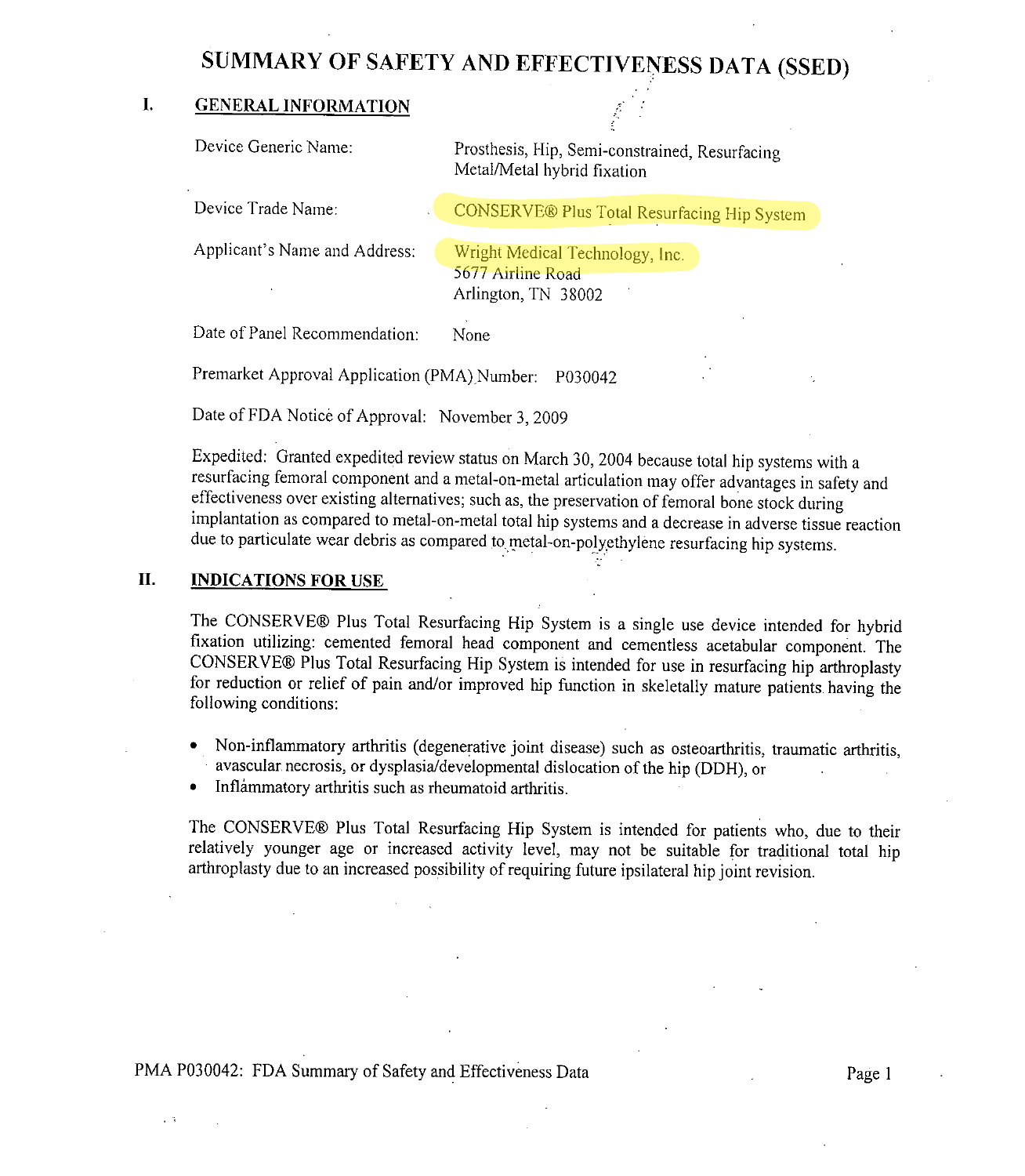# SUMMARY OF SAFETY AND EFFECTIVENESS DATA (SSED)

## I. GENERAL INFORMATION

Device Generic Name: Prosthesis, Hip, Semi-constrained, Resurfacing Metal/Metal hybrid fixation

Device Trade Name: CONSERVE® Plus Total Resurfacing Hip System

Applicant's Name and Address: Wright Medical Technology, Inc.
5677 Airline Road
Arlington, TN 38002

Date of Panel Recommendation: None

Premarket Approval Application (PMA) Number: P030042

Date of FDA Notice of Approval: November 3, 2009

Expedited: Granted expedited review status on March 30, 2004 because total hip systems with a resurfacing femoral component and a metal-on-metal articulation may offer advantages in safety and effectiveness over existing alternatives; such as, the preservation of femoral bone stock during implantation as compared to metal-on-metal total hip systems and a decrease in adverse tissue reaction due to particulate wear debris as compared to metal-on-polyethylene resurfacing hip systems.

## II. INDICATIONS FOR USE

The CONSERVE® Plus Total Resurfacing Hip System is a single use device intended for hybrid fixation utilizing: cemented femoral head component and cementless acetabular component. The CONSERVE® Plus Total Resurfacing Hip System is intended for use in resurfacing hip arthroplasty for reduction or relief of pain and/or improved hip function in skeletally mature patients having the following conditions:

- Non-inflammatory arthritis (degenerative joint disease) such as osteoarthritis, traumatic arthritis, avascular necrosis, or dysplasia/developmental dislocation of the hip (DDH), or
- Inflammatory arthritis such as rheumatoid arthritis.

The CONSERVE® Plus Total Resurfacing Hip System is intended for patients who, due to their relatively younger age or increased activity level, may not be suitable for traditional total hip arthroplasty due to an increased possibility of requiring future ipsilateral hip joint revision.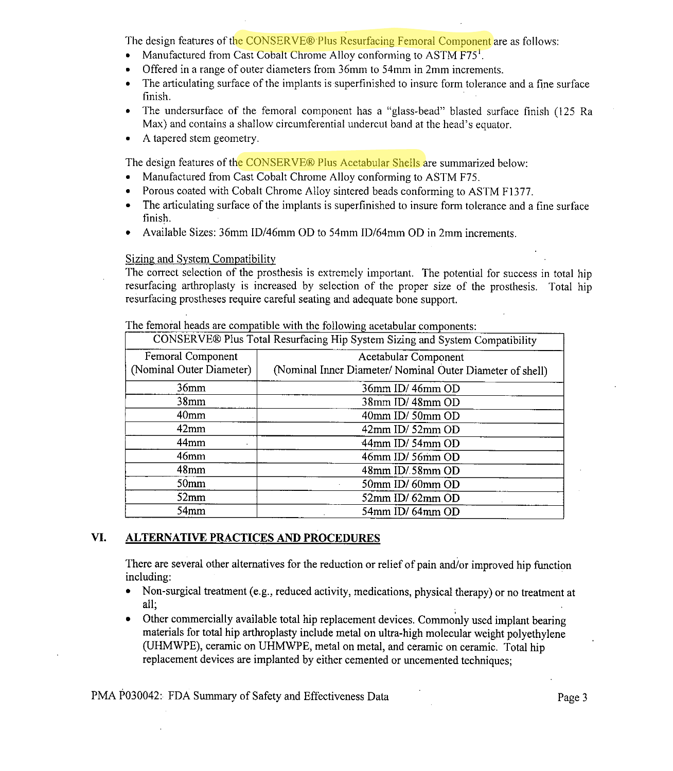The design features of the CONSERVE® Plus Resurfacing Femoral Component are as follows:

- Manufactured from Cast Cobalt Chrome Alloy conforming to ASTM F75[1].
- Offered in a range of outer diameters from 36mm to 54mm in 2mm increments.
- The articulating surface of the implants is superfinished to insure form tolerance and a fine surface finish.
- The undersurface of the femoral component has a "glass-bead" blasted surface finish (125 Ra Max) and contains a shallow circumferential undercut band at the head's equator.
- A tapered stem geometry.

The design features of the CONSERVE® Plus Acetabular Shells are summarized below:

- Manufactured from Cast Cobalt Chrome Alloy conforming to ASTM F75.
- Porous coated with Cobalt Chrome Alloy sintered beads conforming to ASTM F1377.
- The articulating surface of the implants is superfinished to insure form tolerance and a fine surface finish.
- Available Sizes: 36mm ID/46mm OD to 54mm ID/64mm OD in 2mm increments.

Sizing and System Compatibility

The correct selection of the prosthesis is extremely important. The potential for success in total hip resurfacing arthroplasty is increased by selection of the proper size of the prosthesis. Total hip resurfacing prostheses require careful seating and adequate bone support.

The femoral heads are compatible with the following acetabular components:

| CONSERVE® Plus Total Resurfacing Hip System Sizing and System Compatibility | |
|---|---|
| Femoral Component (Nominal Outer Diameter) | Acetabular Component (Nominal Inner Diameter/ Nominal Outer Diameter of shell) |
| 36mm | 36mm ID/ 46mm OD |
| 38mm | 38mm ID/ 48mm OD |
| 40mm | 40mm ID/ 50mm OD |
| 42mm | 42mm ID/ 52mm OD |
| 44mm | 44mm ID/ 54mm OD |
| 46mm | 46mm ID/ 56mm OD |
| 48mm | 48mm ID/ 58mm OD |
| 50mm | 50mm ID/ 60mm OD |
| 52mm | 52mm ID/ 62mm OD |
| 54mm | 54mm ID/ 64mm OD |

## VI. ALTERNATIVE PRACTICES AND PROCEDURES

There are several other alternatives for the reduction or relief of pain and/or improved hip function including:

- Non-surgical treatment (e.g., reduced activity, medications, physical therapy) or no treatment at all;
- Other commercially available total hip replacement devices. Commonly used implant bearing materials for total hip arthroplasty include metal on ultra-high molecular weight polyethylene (UHMWPE), ceramic on UHMWPE, metal on metal, and ceramic on ceramic. Total hip replacement devices are implanted by either cemented or uncemented techniques;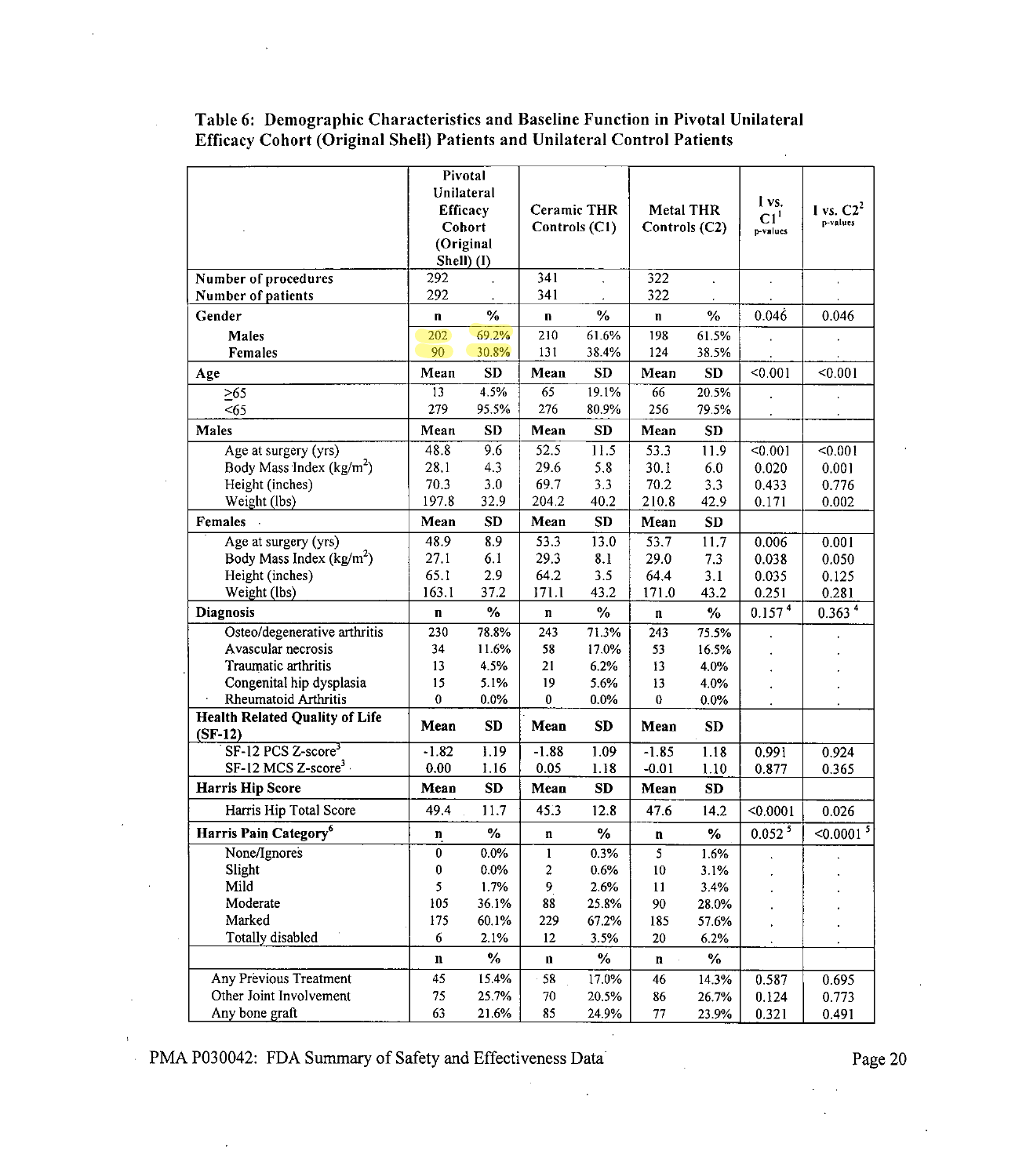**Table 6: Demographic Characteristics and Baseline Function in Pivotal Unilateral Efficacy Cohort (Original Shell) Patients and Unilateral Control Patients**

| | Pivotal Unilateral Efficacy Cohort (Original Shell) (I) | | Ceramic THR Controls (C1) | | Metal THR Controls (C2) | | I vs. C1[1] p-values | I vs. C2[2] p-values |
|---|---|---|---|---|---|---|---|---|
| **Number of procedures** | 292 | . | 341 | . | 322 | . | . | . |
| **Number of patients** | 292 | . | 341 | . | 322 | . | . | . |
| **Gender** | **n** | **%** | **n** | **%** | **n** | **%** | 0.046 | 0.046 |
| **Males** | 202 | 69.2% | 210 | 61.6% | 198 | 61.5% | . | . |
| **Females** | 90 | 30.8% | 131 | 38.4% | 124 | 38.5% | . | . |
| **Age** | **Mean** | **SD** | **Mean** | **SD** | **Mean** | **SD** | <0.001 | <0.001 |
| ≥65 | 13 | 4.5% | 65 | 19.1% | 66 | 20.5% | . | . |
| <65 | 279 | 95.5% | 276 | 80.9% | 256 | 79.5% | . | . |
| **Males** | **Mean** | **SD** | **Mean** | **SD** | **Mean** | **SD** | | |
| Age at surgery (yrs) | 48.8 | 9.6 | 52.5 | 11.5 | 53.3 | 11.9 | <0.001 | <0.001 |
| Body Mass Index ($kg/m^2$) | 28.1 | 4.3 | 29.6 | 5.8 | 30.1 | 6.0 | 0.020 | 0.001 |
| Height (inches) | 70.3 | 3.0 | 69.7 | 3.3 | 70.2 | 3.3 | 0.433 | 0.776 |
| Weight (lbs) | 197.8 | 32.9 | 204.2 | 40.2 | 210.8 | 42.9 | 0.171 | 0.002 |
| **Females** | **Mean** | **SD** | **Mean** | **SD** | **Mean** | **SD** | | |
| Age at surgery (yrs) | 48.9 | 8.9 | 53.3 | 13.0 | 53.7 | 11.7 | 0.006 | 0.001 |
| Body Mass Index ($kg/m^2$) | 27.1 | 6.1 | 29.3 | 8.1 | 29.0 | 7.3 | 0.038 | 0.050 |
| Height (inches) | 65.1 | 2.9 | 64.2 | 3.5 | 64.4 | 3.1 | 0.035 | 0.125 |
| Weight (lbs) | 163.1 | 37.2 | 171.1 | 43.2 | 171.0 | 43.2 | 0.251 | 0.281 |
| **Diagnosis** | **n** | **%** | **n** | **%** | **n** | **%** | 0.157[4] | 0.363[4] |
| Osteo/degenerative arthritis | 230 | 78.8% | 243 | 71.3% | 243 | 75.5% | . | . |
| Avascular necrosis | 34 | 11.6% | 58 | 17.0% | 53 | 16.5% | . | . |
| Traumatic arthritis | 13 | 4.5% | 21 | 6.2% | 13 | 4.0% | . | . |
| Congenital hip dysplasia | 15 | 5.1% | 19 | 5.6% | 13 | 4.0% | . | . |
| Rheumatoid Arthritis | 0 | 0.0% | 0 | 0.0% | 0 | 0.0% | . | . |
| **Health Related Quality of Life (SF-12)** | **Mean** | **SD** | **Mean** | **SD** | **Mean** | **SD** | | |
| SF-12 PCS Z-score[3] | -1.82 | 1.19 | -1.88 | 1.09 | -1.85 | 1.18 | 0.991 | 0.924 |
| SF-12 MCS Z-score[3] | 0.00 | 1.16 | 0.05 | 1.18 | -0.01 | 1.10 | 0.877 | 0.365 |
| **Harris Hip Score** | **Mean** | **SD** | **Mean** | **SD** | **Mean** | **SD** | | |
| Harris Hip Total Score | 49.4 | 11.7 | 45.3 | 12.8 | 47.6 | 14.2 | <0.0001 | 0.026 |
| **Harris Pain Category[6]** | **n** | **%** | **n** | **%** | **n** | **%** | 0.052[5] | <0.0001[5] |
| None/Ignores | 0 | 0.0% | 1 | 0.3% | 5 | 1.6% | . | . |
| Slight | 0 | 0.0% | 2 | 0.6% | 10 | 3.1% | . | . |
| Mild | 5 | 1.7% | 9 | 2.6% | 11 | 3.4% | . | . |
| Moderate | 105 | 36.1% | 88 | 25.8% | 90 | 28.0% | . | . |
| Marked | 175 | 60.1% | 229 | 67.2% | 185 | 57.6% | . | . |
| Totally disabled | 6 | 2.1% | 12 | 3.5% | 20 | 6.2% | . | . |
| | **n** | **%** | **n** | **%** | **n** | **%** | | |
| Any Previous Treatment | 45 | 15.4% | 58 | 17.0% | 46 | 14.3% | 0.587 | 0.695 |
| Other Joint Involvement | 75 | 25.7% | 70 | 20.5% | 86 | 26.7% | 0.124 | 0.773 |
| Any bone graft | 63 | 21.6% | 85 | 24.9% | 77 | 23.9% | 0.321 | 0.491 |

PMA P030042: FDA Summary of Safety and Effectiveness Data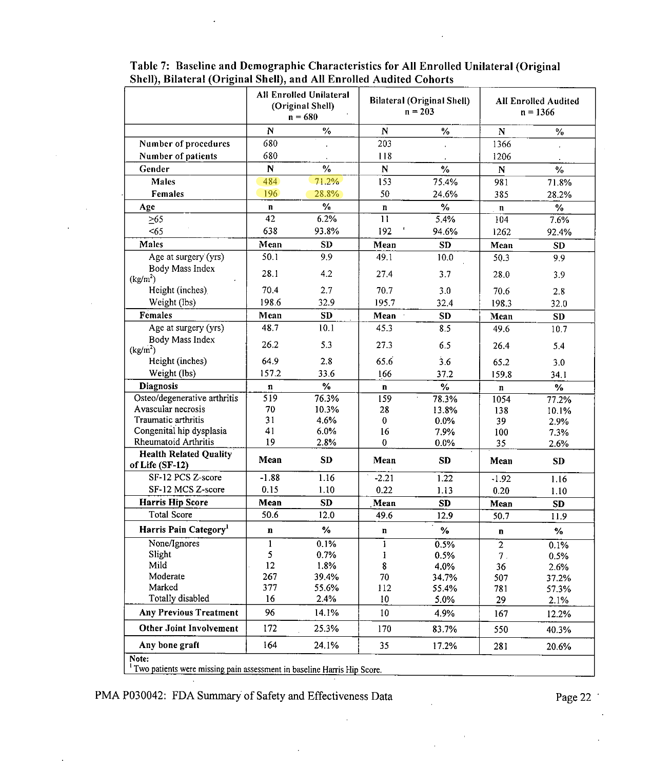**Table 7: Baseline and Demographic Characteristics for All Enrolled Unilateral (Original Shell), Bilateral (Original Shell), and All Enrolled Audited Cohorts**

| | All Enrolled Unilateral (Original Shell) n = 680 | | Bilateral (Original Shell) n = 203 | | All Enrolled Audited n = 1366 | |
|---|---|---|---|---|---|---|
| | N | % | N | % | N | % |
| **Number of procedures** | 680 | . | 203 | . | 1366 | . |
| **Number of patients** | 680 | . | 118 | . | 1206 | . |
| **Gender** | **N** | **%** | **N** | **%** | **N** | **%** |
| **Males** | 484 | 71.2% | 153 | 75.4% | 981 | 71.8% |
| **Females** | 196 | 28.8% | 50 | 24.6% | 385 | 28.2% |
| **Age** | **n** | **%** | **n** | **%** | **n** | **%** |
| ≥65 | 42 | 6.2% | 11 | 5.4% | 104 | 7.6% |
| <65 | 638 | 93.8% | 192 | 94.6% | 1262 | 92.4% |
| **Males** | **Mean** | **SD** | **Mean** | **SD** | **Mean** | **SD** |
| Age at surgery (yrs) | 50.1 | 9.9 | 49.1 | 10.0 | 50.3 | 9.9 |
| Body Mass Index (kg/m$^2$) | 28.1 | 4.2 | 27.4 | 3.7 | 28.0 | 3.9 |
| Height (inches) | 70.4 | 2.7 | 70.7 | 3.0 | 70.6 | 2.8 |
| Weight (lbs) | 198.6 | 32.9 | 195.7 | 32.4 | 198.3 | 32.0 |
| **Females** | **Mean** | **SD** | **Mean** | **SD** | **Mean** | **SD** |
| Age at surgery (yrs) | 48.7 | 10.1 | 45.3 | 8.5 | 49.6 | 10.7 |
| Body Mass Index (kg/m$^2$) | 26.2 | 5.3 | 27.3 | 6.5 | 26.4 | 5.4 |
| Height (inches) | 64.9 | 2.8 | 65.6 | 3.6 | 65.2 | 3.0 |
| Weight (lbs) | 157.2 | 33.6 | 166 | 37.2 | 159.8 | 34.1 |
| **Diagnosis** | **n** | **%** | **n** | **%** | **n** | **%** |
| Osteo/degenerative arthritis | 519 | 76.3% | 159 | 78.3% | 1054 | 77.2% |
| Avascular necrosis | 70 | 10.3% | 28 | 13.8% | 138 | 10.1% |
| Traumatic arthritis | 31 | 4.6% | 0 | 0.0% | 39 | 2.9% |
| Congenital hip dysplasia | 41 | 6.0% | 16 | 7.9% | 100 | 7.3% |
| Rheumatoid Arthritis | 19 | 2.8% | 0 | 0.0% | 35 | 2.6% |
| **Health Related Quality of Life (SF-12)** | **Mean** | **SD** | **Mean** | **SD** | **Mean** | **SD** |
| SF-12 PCS Z-score | -1.88 | 1.16 | -2.21 | 1.22 | -1.92 | 1.16 |
| SF-12 MCS Z-score | 0.15 | 1.10 | 0.22 | 1.13 | 0.20 | 1.10 |
| **Harris Hip Score** | **Mean** | **SD** | **Mean** | **SD** | **Mean** | **SD** |
| Total Score | 50.6 | 12.0 | 49.6 | 12.9 | 50.7 | 11.9 |
| **Harris Pain Category**[1] | **n** | **%** | **n** | **%** | **n** | **%** |
| None/Ignores | 1 | 0.1% | 1 | 0.5% | 2 | 0.1% |
| Slight | 5 | 0.7% | 1 | 0.5% | 7 | 0.5% |
| Mild | 12 | 1.8% | 8 | 4.0% | 36 | 2.6% |
| Moderate | 267 | 39.4% | 70 | 34.7% | 507 | 37.2% |
| Marked | 377 | 55.6% | 112 | 55.4% | 781 | 57.3% |
| Totally disabled | 16 | 2.4% | 10 | 5.0% | 29 | 2.1% |
| **Any Previous Treatment** | 96 | 14.1% | 10 | 4.9% | 167 | 12.2% |
| **Other Joint Involvement** | 172 | 25.3% | 170 | 83.7% | 550 | 40.3% |
| **Any bone graft** | 164 | 24.1% | 35 | 17.2% | 281 | 20.6% |

**Note:**
[1] Two patients were missing pain assessment in baseline Harris Hip Score.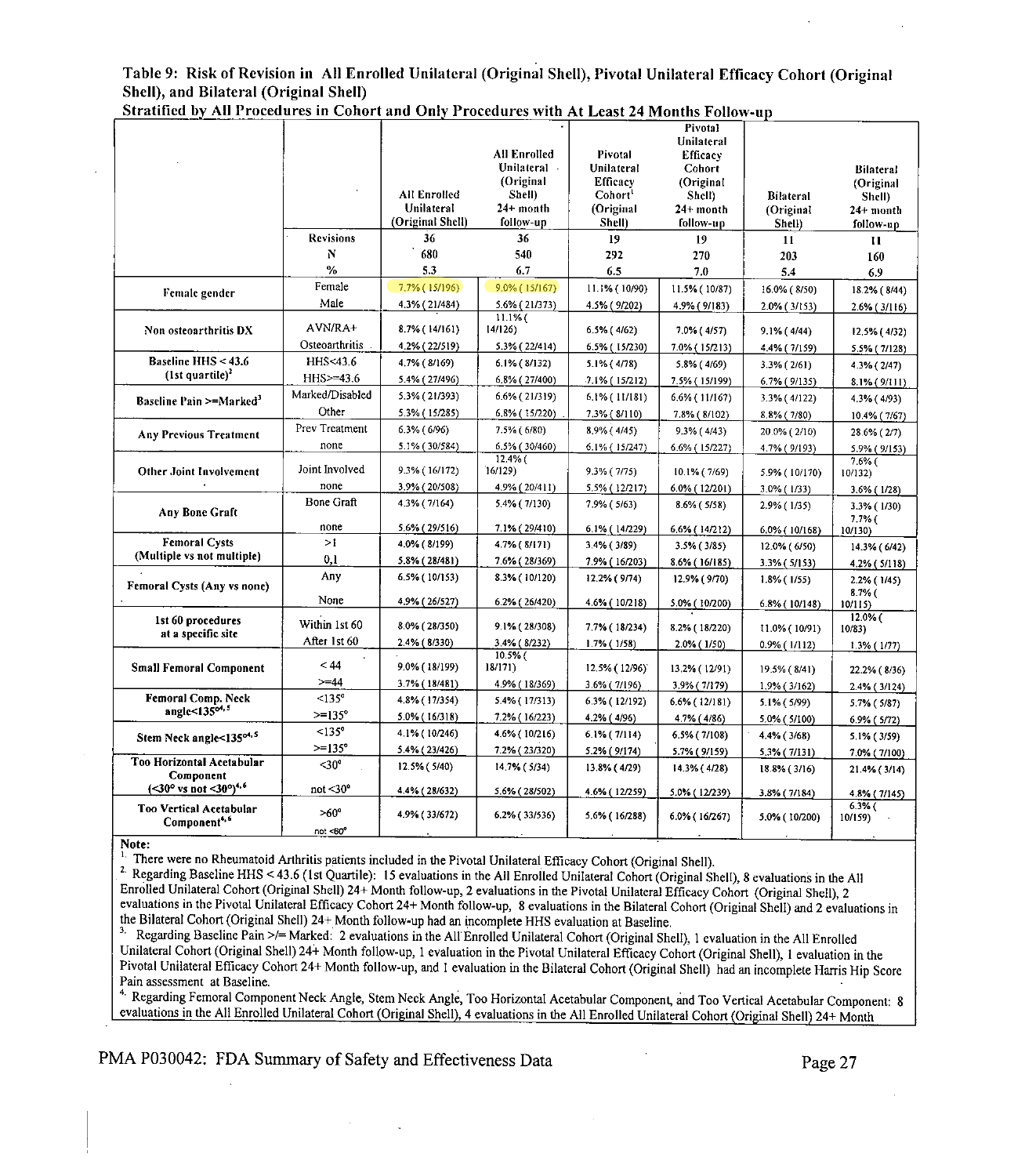**Table 9: Risk of Revision in All Enrolled Unilateral (Original Shell), Pivotal Unilateral Efficacy Cohort (Original Shell), and Bilateral (Original Shell)**
**Stratified by All Procedures in Cohort and Only Procedures with At Least 24 Months Follow-up**

| | | All Enrolled Unilateral (Original Shell) | All Enrolled Unilateral (Original Shell) 24+ month follow-up | Pivotal Unilateral Efficacy Cohort[1] (Original Shell) | Pivotal Unilateral Efficacy Cohort (Original Shell) 24+ month follow-up | Bilateral (Original Shell) | Bilateral (Original Shell) 24+ month follow-up |
|---|---|---|---|---|---|---|---|
| | Revisions | 36 | 36 | 19 | 19 | 11 | 11 |
| | N | 680 | 540 | 292 | 270 | 203 | 160 |
| | % | 5.3 | 6.7 | 6.5 | 7.0 | 5.4 | 6.9 |
| Female gender | Female | 7.7% ( 15/196) | 9.0% ( 15/167) | 11.1% ( 10/90) | 11.5% ( 10/87) | 16.0% ( 8/50) | 18.2% ( 8/44) |
| | Male | 4.3% ( 21/484) | 5.6% ( 21/373) | 4.5% ( 9/202) | 4.9% ( 9/183) | 2.0% ( 3/153) | 2.6% ( 3/116) |
| Non osteoarthritis DX | AVN/RA+ | 8.7% ( 14/161) | 11.1% ( 14/126) | 6.5% ( 4/62) | 7.0% ( 4/57) | 9.1% ( 4/44) | 12.5% ( 4/32) |
| | Osteoarthritis | 4.2% ( 22/519) | 5.3% ( 22/414) | 6.5% ( 15/230) | 7.0% ( 15/213) | 4.4% ( 7/159) | 5.5% ( 7/128) |
| Baseline HHS < 43.6 (1st quartile)[2] | HHS<43.6 | 4.7% ( 8/169) | 6.1% ( 8/132) | 5.1% ( 4/78) | 5.8% ( 4/69) | 3.3% ( 2/61) | 4.3% ( 2/47) |
| | HHS>=43.6 | 5.4% ( 27/496) | 6.8% ( 27/400) | 7.1% ( 15/212) | 7.5% ( 15/199) | 6.7% ( 9/135) | 8.1% ( 9/111) |
| Baseline Pain >=Marked[3] | Marked/Disabled | 5.3% ( 21/393) | 6.6% ( 21/319) | 6.1% ( 11/181) | 6.6% ( 11/167) | 3.3% ( 4/122) | 4.3% ( 4/93) |
| | Other | 5.3% ( 15/285) | 6.8% ( 15/220) | 7.3% ( 8/110) | 7.8% ( 8/102) | 8.8% ( 7/80) | 10.4% ( 7/67) |
| Any Previous Treatment | Prev Treatment | 6.3% ( 6/96) | 7.5% ( 6/80) | 8.9% ( 4/45) | 9.3% ( 4/43) | 20.0% ( 2/10) | 28.6% ( 2/7) |
| | none | 5.1% ( 30/584) | 6.5% ( 30/460) | 6.1% ( 15/247) | 6.6% ( 15/227) | 4.7% ( 9/193) | 5.9% ( 9/153) |
| Other Joint Involvement | Joint Involved | 9.3% ( 16/172) | 12.4% ( 16/129) | 9.3% ( 7/75) | 10.1% ( 7/69) | 5.9% ( 10/170) | 7.6% ( 10/132) |
| | none | 3.9% ( 20/508) | 4.9% ( 20/411) | 5.5% ( 12/217) | 6.0% ( 12/201) | 3.0% ( 1/33) | 3.6% ( 1/28) |
| Any Bone Graft | Bone Graft | 4.3% ( 7/164) | 5.4% ( 7/130) | 7.9% ( 5/63) | 8.6% ( 5/58) | 2.9% ( 1/35) | 3.3% ( 1/30) |
| | none | 5.6% ( 29/516) | 7.1% ( 29/410) | 6.1% ( 14/229) | 6.6% ( 14/212) | 6.0% ( 10/168) | 7.7% ( 10/130) |
| Femoral Cysts (Multiple vs not multiple) | >1 | 4.0% ( 8/199) | 4.7% ( 8/171) | 3.4% ( 3/89) | 3.5% ( 3/85) | 12.0% ( 6/50) | 14.3% ( 6/42) |
| | 0,1 | 5.8% ( 28/481) | 7.6% ( 28/369) | 7.9% ( 16/203) | 8.6% ( 16/185) | 3.3% ( 5/153) | 4.2% ( 5/118) |
| Femoral Cysts (Any vs none) | Any | 6.5% ( 10/153) | 8.3% ( 10/120) | 12.2% ( 9/74) | 12.9% ( 9/70) | 1.8% ( 1/55) | 2.2% ( 1/45) |
| | None | 4.9% ( 26/527) | 6.2% ( 26/420) | 4.6% ( 10/218) | 5.0% ( 10/200) | 6.8% ( 10/148) | 8.7% ( 10/115) |
| 1st 60 procedures at a specific site | Within 1st 60 | 8.0% ( 28/350) | 9.1% ( 28/308) | 7.7% ( 18/234) | 8.2% ( 18/220) | 11.0% ( 10/91) | 12.0% ( 10/83) |
| | After 1st 60 | 2.4% ( 8/330) | 3.4% ( 8/232) | 1.7% ( 1/58) | 2.0% ( 1/50) | 0.9% ( 1/112) | 1.3% ( 1/77) |
| Small Femoral Component | < 44 | 9.0% ( 18/199) | 10.5% ( 18/171) | 12.5% ( 12/96) | 13.2% ( 12/91) | 19.5% ( 8/41) | 22.2% ( 8/36) |
| | >=44 | 3.7% ( 18/481) | 4.9% ( 18/369) | 3.6% ( 7/196) | 3.9% ( 7/179) | 1.9% ( 3/162) | 2.4% ( 3/124) |
| Femoral Comp. Neck angle<135°[4,5] | <135° | 4.8% ( 17/354) | 5.4% ( 17/313) | 6.3% ( 12/192) | 6.6% ( 12/181) | 5.1% ( 5/99) | 5.7% ( 5/87) |
| | >=135° | 5.0% ( 16/318) | 7.2% ( 16/223) | 4.2% ( 4/96) | 4.7% ( 4/86) | 5.0% ( 5/100) | 6.9% ( 5/72) |
| Stem Neck angle<135°[4,5] | <135° | 4.1% ( 10/246) | 4.6% ( 10/216) | 6.1% ( 7/114) | 6.5% ( 7/108) | 4.4% ( 3/68) | 5.1% ( 3/59) |
| | >=135° | 5.4% ( 23/426) | 7.2% ( 23/320) | 5.2% ( 9/174) | 5.7% ( 9/159) | 5.3% ( 7/131) | 7.0% ( 7/100) |
| Too Horizontal Acetabular Component (<30° vs not <30°)[4,6] | <30° | 12.5% ( 5/40) | 14.7% ( 5/34) | 13.8% ( 4/29) | 14.3% ( 4/28) | 18.8% ( 3/16) | 21.4% ( 3/14) |
| | not <30° | 4.4% ( 28/632) | 5.6% ( 28/502) | 4.6% ( 12/259) | 5.0% ( 12/239) | 3.8% ( 7/184) | 4.8% ( 7/145) |
| Too Vertical Acetabular Component[4,6] | >60° | 4.9% ( 33/672) | 6.2% ( 33/536) | 5.6% ( 16/288) | 6.0% ( 16/267) | 5.0% ( 10/200) | 6.3% ( 10/159) |
| | not <60° | | | | | | |

**Note:**

1. There were no Rheumatoid Arthritis patients included in the Pivotal Unilateral Efficacy Cohort (Original Shell).
2. Regarding Baseline HHS < 43.6 (1st Quartile): 15 evaluations in the All Enrolled Unilateral Cohort (Original Shell), 8 evaluations in the All Enrolled Unilateral Cohort (Original Shell) 24+ Month follow-up, 2 evaluations in the Pivotal Unilateral Efficacy Cohort (Original Shell), 2 evaluations in the Pivotal Unilateral Efficacy Cohort 24+ Month follow-up, 8 evaluations in the Bilateral Cohort (Original Shell) and 2 evaluations in the Bilateral Cohort (Original Shell) 24+ Month follow-up had an incomplete HHS evaluation at Baseline.
3. Regarding Baseline Pain >/= Marked: 2 evaluations in the All Enrolled Unilateral Cohort (Original Shell), 1 evaluation in the All Enrolled Unilateral Cohort (Original Shell) 24+ Month follow-up, 1 evaluation in the Pivotal Unilateral Efficacy Cohort (Original Shell), 1 evaluation in the Pivotal Unilateral Efficacy Cohort 24+ Month follow-up, and 1 evaluation in the Bilateral Cohort (Original Shell) had an incomplete Harris Hip Score Pain assessment at Baseline.
4. Regarding Femoral Component Neck Angle, Stem Neck Angle, Too Horizontal Acetabular Component, and Too Vertical Acetabular Component: 8 evaluations in the All Enrolled Unilateral Cohort (Original Shell), 4 evaluations in the All Enrolled Unilateral Cohort (Original Shell) 24+ Month

PMA P030042: FDA Summary of Safety and Effectiveness Data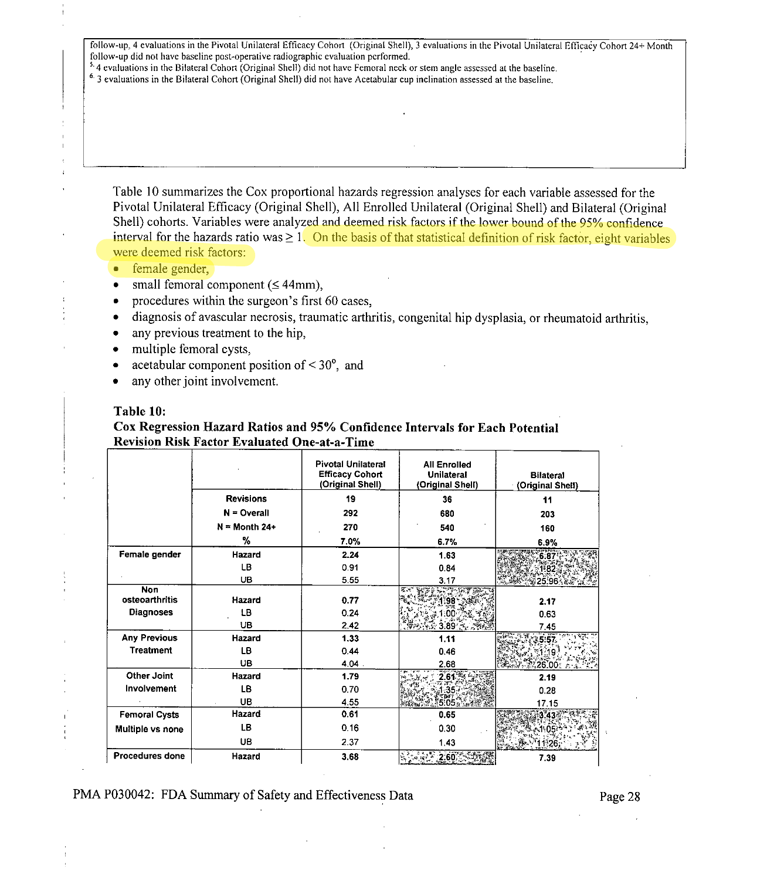follow-up, 4 evaluations in the Pivotal Unilateral Efficacy Cohort (Original Shell), 3 evaluations in the Pivotal Unilateral Efficacy Cohort 24+ Month follow-up did not have baseline post-operative radiographic evaluation performed.

[5] 4 evaluations in the Bilateral Cohort (Original Shell) did not have Femoral neck or stem angle assessed at the baseline.

[6] 3 evaluations in the Bilateral Cohort (Original Shell) did not have Acetabular cup inclination assessed at the baseline.

Table 10 summarizes the Cox proportional hazards regression analyses for each variable assessed for the Pivotal Unilateral Efficacy (Original Shell), All Enrolled Unilateral (Original Shell) and Bilateral (Original Shell) cohorts. Variables were analyzed and deemed risk factors if the lower bound of the 95% confidence interval for the hazards ratio was ≥ 1. On the basis of that statistical definition of risk factor, eight variables were deemed risk factors:

- female gender,
- small femoral component (≤ 44mm),
- procedures within the surgeon's first 60 cases,
- diagnosis of avascular necrosis, traumatic arthritis, congenital hip dysplasia, or rheumatoid arthritis,
- any previous treatment to the hip,
- multiple femoral cysts,
- acetabular component position of < 30°, and
- any other joint involvement.

**Table 10:**
**Cox Regression Hazard Ratios and 95% Confidence Intervals for Each Potential Revision Risk Factor Evaluated One-at-a-Time**

| | | Pivotal Unilateral Efficacy Cohort (Original Shell) | All Enrolled Unilateral (Original Shell) | Bilateral (Original Shell) |
|---|---|---|---|---|
| | **Revisions** | **19** | **36** | **11** |
| | **N = Overall** | **292** | **680** | **203** |
| | **N = Month 24+** | **270** | **540** | **160** |
| | **%** | **7.0%** | **6.7%** | **6.9%** |
| **Female gender** | Hazard | 2.24 | 1.63 | 6.87 |
| | LB | 0.91 | 0.84 | 1.82 |
| | UB | 5.55 | 3.17 | 25.96 |
| **Non osteoarthritis Diagnoses** | Hazard | 0.77 | 1.98 | 2.17 |
| | LB | 0.24 | 1.00 | 0.63 |
| | UB | 2.42 | 3.89 | 7.45 |
| **Any Previous Treatment** | Hazard | 1.33 | 1.11 | 5.57 |
| | LB | 0.44 | 0.46 | 1.19 |
| | UB | 4.04 | 2.68 | 26.00 |
| **Other Joint Involvement** | Hazard | 1.79 | 2.61 | 2.19 |
| | LB | 0.70 | 1.35 | 0.28 |
| | UB | 4.55 | 5.05 | 17.15 |
| **Femoral Cysts Multiple vs none** | Hazard | 0.61 | 0.65 | 3.43 |
| | LB | 0.16 | 0.30 | 1.05 |
| | UB | 2.37 | 1.43 | 11.26 |
| **Procedures done** | Hazard | 3.68 | 2.60 | 7.39 |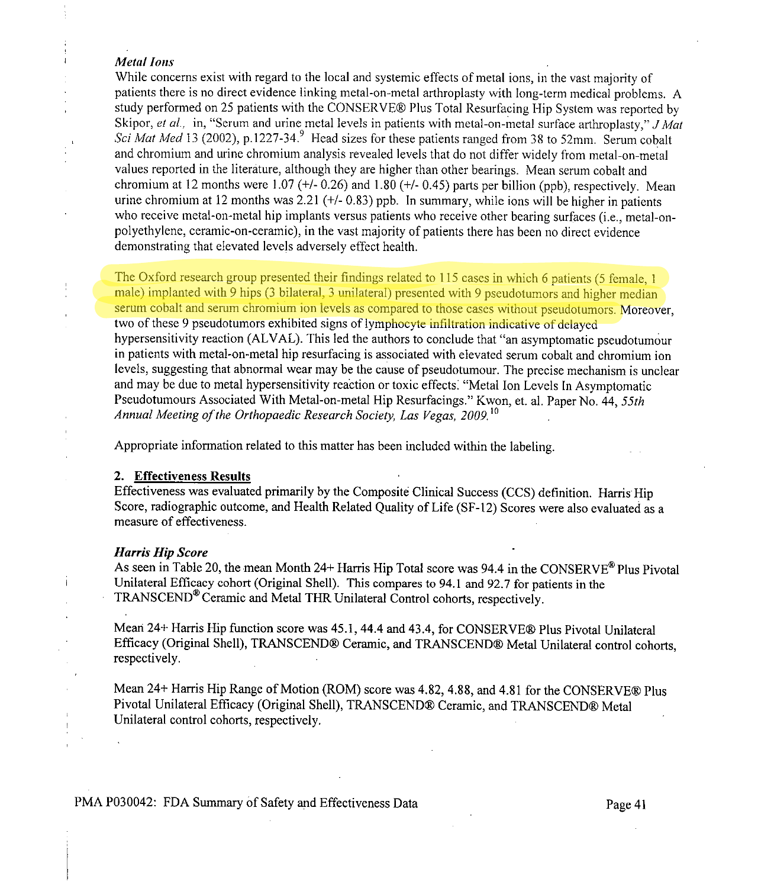*Metal Ions*

While concerns exist with regard to the local and systemic effects of metal ions, in the vast majority of patients there is no direct evidence linking metal-on-metal arthroplasty with long-term medical problems. A study performed on 25 patients with the CONSERVE® Plus Total Resurfacing Hip System was reported by Skipor, *et al.*, in, "Serum and urine metal levels in patients with metal-on-metal surface arthroplasty," *J Mat Sci Mat Med* 13 (2002), p.1227-34.[9] Head sizes for these patients ranged from 38 to 52mm. Serum cobalt and chromium and urine chromium analysis revealed levels that do not differ widely from metal-on-metal values reported in the literature, although they are higher than other bearings. Mean serum cobalt and chromium at 12 months were 1.07 (+/- 0.26) and 1.80 (+/- 0.45) parts per billion (ppb), respectively. Mean urine chromium at 12 months was 2.21 (+/- 0.83) ppb. In summary, while ions will be higher in patients who receive metal-on-metal hip implants versus patients who receive other bearing surfaces (i.e., metal-on-polyethylene, ceramic-on-ceramic), in the vast majority of patients there has been no direct evidence demonstrating that elevated levels adversely effect health.

The Oxford research group presented their findings related to 115 cases in which 6 patients (5 female, 1 male) implanted with 9 hips (3 bilateral, 3 unilateral) presented with 9 pseudotumors and higher median serum cobalt and serum chromium ion levels as compared to those cases without pseudotumors. Moreover, two of these 9 pseudotumors exhibited signs of lymphocyte infiltration indicative of delayed hypersensitivity reaction (ALVAL). This led the authors to conclude that "an asymptomatic pseudotumour in patients with metal-on-metal hip resurfacing is associated with elevated serum cobalt and chromium ion levels, suggesting that abnormal wear may be the cause of pseudotumour. The precise mechanism is unclear and may be due to metal hypersensitivity reaction or toxic effects. "Metal Ion Levels In Asymptomatic Pseudotumours Associated With Metal-on-metal Hip Resurfacings." Kwon, et. al. Paper No. 44, *55th Annual Meeting of the Orthopaedic Research Society, Las Vegas, 2009.*[10]

Appropriate information related to this matter has been included within the labeling.

## 2. **Effectiveness Results**

Effectiveness was evaluated primarily by the Composite Clinical Success (CCS) definition. Harris Hip Score, radiographic outcome, and Health Related Quality of Life (SF-12) Scores were also evaluated as a measure of effectiveness.

***Harris Hip Score***

As seen in Table 20, the mean Month 24+ Harris Hip Total score was 94.4 in the CONSERVE® Plus Pivotal Unilateral Efficacy cohort (Original Shell). This compares to 94.1 and 92.7 for patients in the TRANSCEND® Ceramic and Metal THR Unilateral Control cohorts, respectively.

Mean 24+ Harris Hip function score was 45.1, 44.4 and 43.4, for CONSERVE® Plus Pivotal Unilateral Efficacy (Original Shell), TRANSCEND® Ceramic, and TRANSCEND® Metal Unilateral control cohorts, respectively.

Mean 24+ Harris Hip Range of Motion (ROM) score was 4.82, 4.88, and 4.81 for the CONSERVE® Plus Pivotal Unilateral Efficacy (Original Shell), TRANSCEND® Ceramic, and TRANSCEND® Metal Unilateral control cohorts, respectively.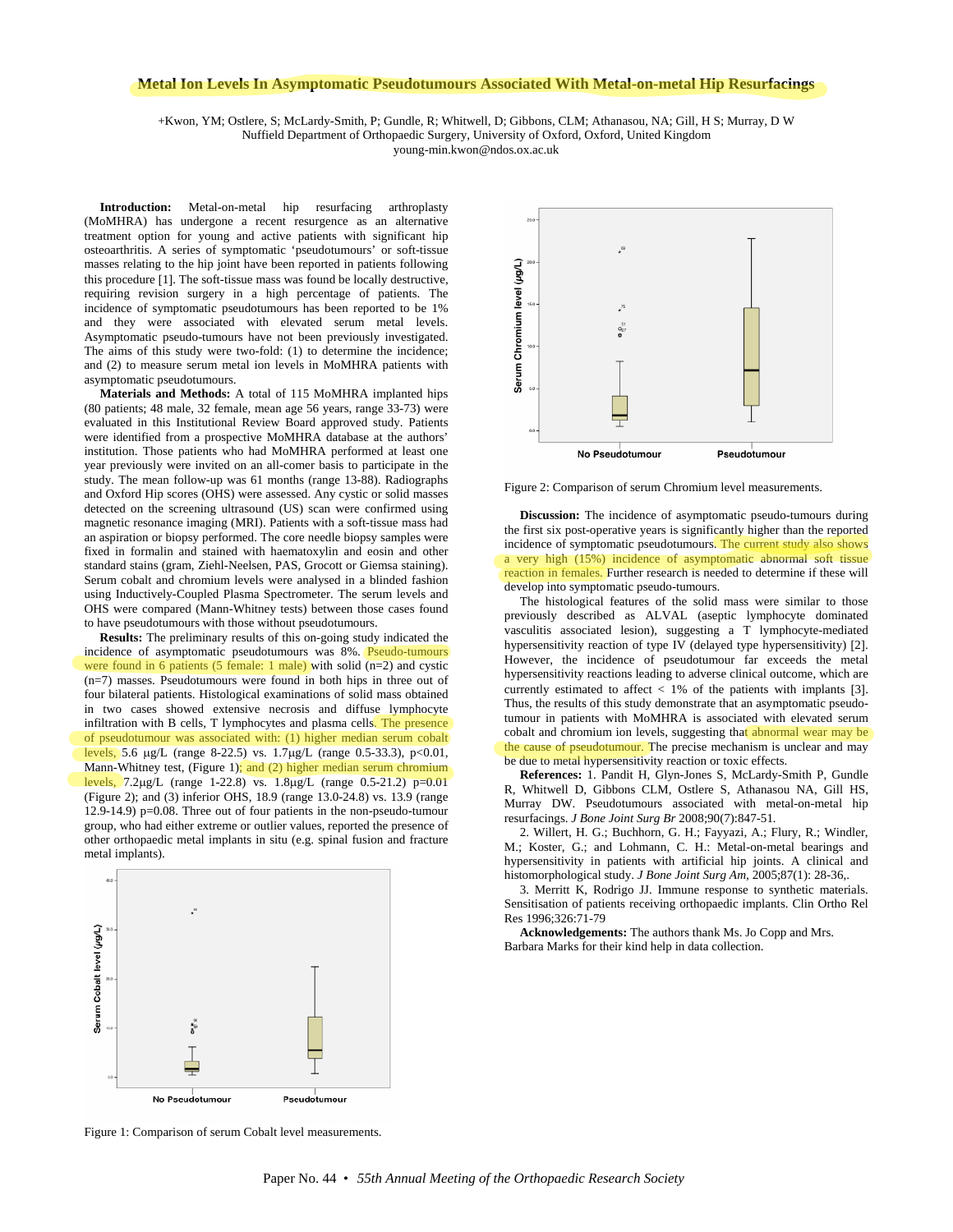# Metal Ion Levels In Asymptomatic Pseudotumours Associated With Metal-on-metal Hip Resurfacings

+Kwon, YM; Ostlere, S; McLardy-Smith, P; Gundle, R; Whitwell, D; Gibbons, CLM; Athanasou, NA; Gill, H S; Murray, D W
Nuffield Department of Orthopaedic Surgery, University of Oxford, Oxford, United Kingdom
young-min.kwon@ndos.ox.ac.uk

**Introduction:** Metal-on-metal hip resurfacing arthroplasty (MoMHRA) has undergone a recent resurgence as an alternative treatment option for young and active patients with significant hip osteoarthritis. A series of symptomatic 'pseudotumours' or soft-tissue masses relating to the hip joint have been reported in patients following this procedure [1]. The soft-tissue mass was found be locally destructive, requiring revision surgery in a high percentage of patients. The incidence of symptomatic pseudotumours has been reported to be 1% and they were associated with elevated serum metal levels. Asymptomatic pseudo-tumours have not been previously investigated. The aims of this study were two-fold: (1) to determine the incidence; and (2) to measure serum metal ion levels in MoMHRA patients with asymptomatic pseudotumours.

**Materials and Methods:** A total of 115 MoMHRA implanted hips (80 patients; 48 male, 32 female, mean age 56 years, range 33-73) were evaluated in this Institutional Review Board approved study. Patients were identified from a prospective MoMHRA database at the authors' institution. Those patients who had MoMHRA performed at least one year previously were invited on an all-comer basis to participate in the study. The mean follow-up was 61 months (range 13-88). Radiographs and Oxford Hip scores (OHS) were assessed. Any cystic or solid masses detected on the screening ultrasound (US) scan were confirmed using magnetic resonance imaging (MRI). Patients with a soft-tissue mass had an aspiration or biopsy performed. The core needle biopsy samples were fixed in formalin and stained with haematoxylin and eosin and other standard stains (gram, Ziehl-Neelsen, PAS, Grocott or Giemsa staining). Serum cobalt and chromium levels were analysed in a blinded fashion using Inductively-Coupled Plasma Spectrometer. The serum levels and OHS were compared (Mann-Whitney tests) between those cases found to have pseudotumours with those without pseudotumours.

**Results:** The preliminary results of this on-going study indicated the incidence of asymptomatic pseudotumours was 8%. Pseudo-tumours were found in 6 patients (5 female: 1 male) with solid (n=2) and cystic (n=7) masses. Pseudotumours were found in both hips in three out of four bilateral patients. Histological examinations of solid mass obtained in two cases showed extensive necrosis and diffuse lymphocyte infiltration with B cells, T lymphocytes and plasma cells. The presence of pseudotumour was associated with: (1) higher median serum cobalt levels, 5.6 μg/L (range 8-22.5) vs. 1.7μg/L (range 0.5-33.3), $p<0.01$, Mann-Whitney test, (Figure 1); and (2) higher median serum chromium levels, 7.2μg/L (range 1-22.8) vs. 1.8μg/L (range 0.5-21.2) $p=0.01$ (Figure 2); and (3) inferior OHS, 18.9 (range 13.0-24.8) vs. 13.9 (range 12.9-14.9) $p=0.08$. Three out of four patients in the non-pseudo-tumour group, who had either extreme or outlier values, reported the presence of other orthopaedic metal implants in situ (e.g. spinal fusion and fracture metal implants).

Serum Cobalt level (μg/L)
No Pseudotumour
Pseudotumour

Figure 1: Comparison of serum Cobalt level measurements.

Serum Chromium level (μg/L)
No Pseudotumour
Pseudotumour

Figure 2: Comparison of serum Chromium level measurements.

**Discussion:** The incidence of asymptomatic pseudo-tumours during the first six post-operative years is significantly higher than the reported incidence of symptomatic pseudotumours. The current study also shows a very high (15%) incidence of asymptomatic abnormal soft tissue reaction in females. Further research is needed to determine if these will develop into symptomatic pseudo-tumours.

The histological features of the solid mass were similar to those previously described as ALVAL (aseptic lymphocyte dominated vasculitis associated lesion), suggesting a T lymphocyte-mediated hypersensitivity reaction of type IV (delayed type hypersensitivity) [2]. However, the incidence of pseudotumour far exceeds the metal hypersensitivity reactions leading to adverse clinical outcome, which are currently estimated to affect < 1% of the patients with implants [3]. Thus, the results of this study demonstrate that an asymptomatic pseudo-tumour in patients with MoMHRA is associated with elevated serum cobalt and chromium ion levels, suggesting that abnormal wear may be the cause of pseudotumour. The precise mechanism is unclear and may be due to metal hypersensitivity reaction or toxic effects.

**References:** 1. Pandit H, Glyn-Jones S, McLardy-Smith P, Gundle R, Whitwell D, Gibbons CLM, Ostlere S, Athanasou NA, Gill HS, Murray DW. Pseudotumours associated with metal-on-metal hip resurfacings. *J Bone Joint Surg Br* 2008;90(7):847-51.

2. Willert, H. G.; Buchhorn, G. H.; Fayyazi, A.; Flury, R.; Windler, M.; Koster, G.; and Lohmann, C. H.: Metal-on-metal bearings and hypersensitivity in patients with artificial hip joints. A clinical and histomorphological study. *J Bone Joint Surg Am*, 2005;87(1): 28-36,.

3. Merritt K, Rodrigo JJ. Immune response to synthetic materials. Sensitisation of patients receiving orthopaedic implants. Clin Ortho Rel Res 1996;326:71-79

**Acknowledgements:** The authors thank Ms. Jo Copp and Mrs. Barbara Marks for their kind help in data collection.